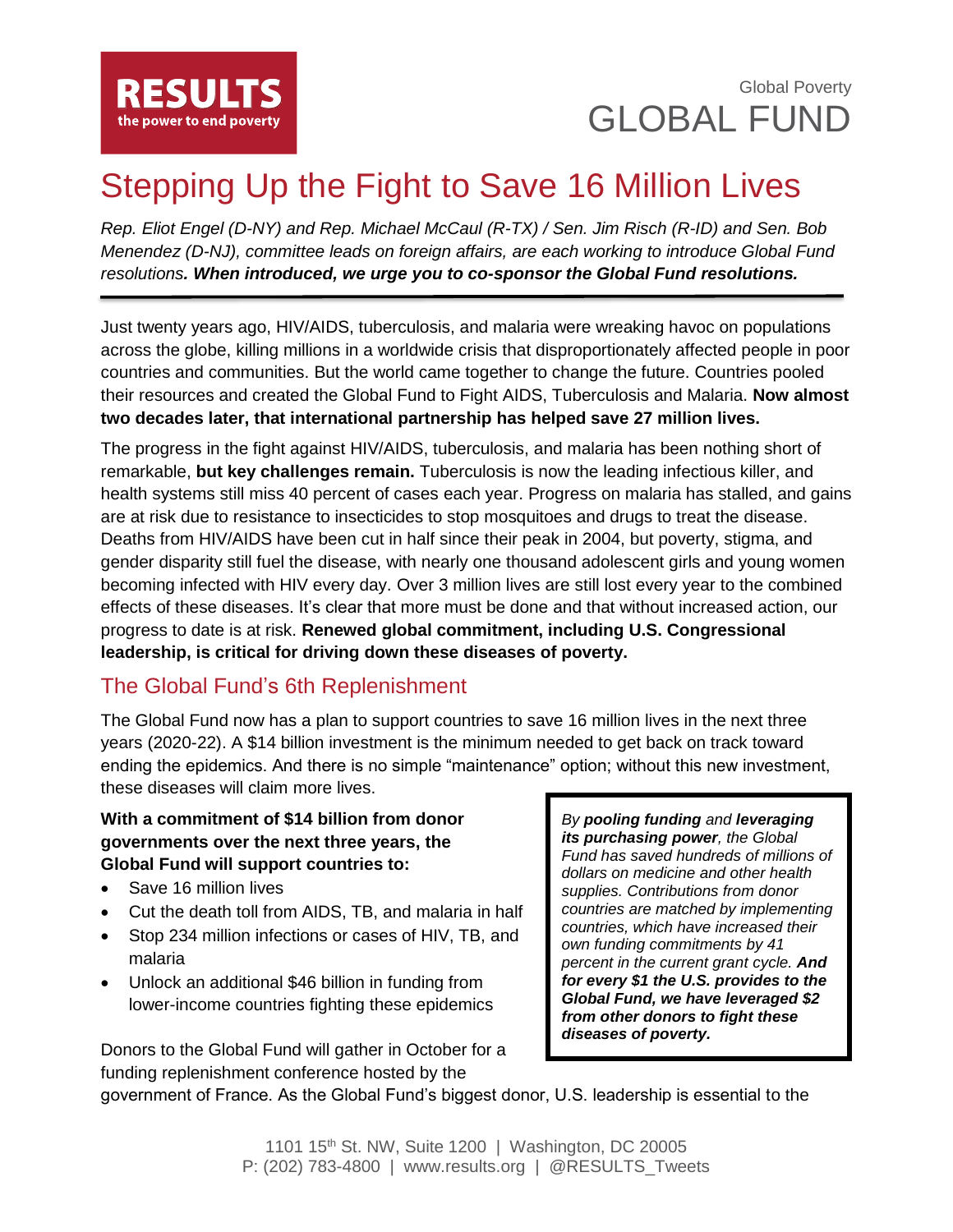**RESULTS**
the power to end poverty

Global Poverty

GLOBAL FUND

# Stepping Up the Fight to Save 16 Million Lives

*Rep. Eliot Engel (D-NY) and Rep. Michael McCaul (R-TX) / Sen. Jim Risch (R-ID) and Sen. Bob Menendez (D-NJ), committee leads on foreign affairs, are each working to introduce Global Fund resolutions.* ***When introduced, we urge you to co-sponsor the Global Fund resolutions.***

---

Just twenty years ago, HIV/AIDS, tuberculosis, and malaria were wreaking havoc on populations across the globe, killing millions in a worldwide crisis that disproportionately affected people in poor countries and communities. But the world came together to change the future. Countries pooled their resources and created the Global Fund to Fight AIDS, Tuberculosis and Malaria. **Now almost two decades later, that international partnership has helped save 27 million lives.**

The progress in the fight against HIV/AIDS, tuberculosis, and malaria has been nothing short of remarkable, **but key challenges remain.** Tuberculosis is now the leading infectious killer, and health systems still miss 40 percent of cases each year. Progress on malaria has stalled, and gains are at risk due to resistance to insecticides to stop mosquitoes and drugs to treat the disease. Deaths from HIV/AIDS have been cut in half since their peak in 2004, but poverty, stigma, and gender disparity still fuel the disease, with nearly one thousand adolescent girls and young women becoming infected with HIV every day. Over 3 million lives are still lost every year to the combined effects of these diseases. It's clear that more must be done and that without increased action, our progress to date is at risk. **Renewed global commitment, including U.S. Congressional leadership, is critical for driving down these diseases of poverty.**

## The Global Fund's 6th Replenishment

The Global Fund now has a plan to support countries to save 16 million lives in the next three years (2020-22). A $14 billion investment is the minimum needed to get back on track toward ending the epidemics. And there is no simple "maintenance" option; without this new investment, these diseases will claim more lives.

**With a commitment of $14 billion from donor governments over the next three years, the Global Fund will support countries to:**

- Save 16 million lives
- Cut the death toll from AIDS, TB, and malaria in half
- Stop 234 million infections or cases of HIV, TB, and malaria
- Unlock an additional $46 billion in funding from lower-income countries fighting these epidemics

> *By* ***pooling funding*** *and* ***leveraging its purchasing power****, the Global Fund has saved hundreds of millions of dollars on medicine and other health supplies. Contributions from donor countries are matched by implementing countries, which have increased their own funding commitments by 41 percent in the current grant cycle.* ***And for every $1 the U.S. provides to the Global Fund, we have leveraged $2 from other donors to fight these diseases of poverty.***

Donors to the Global Fund will gather in October for a funding replenishment conference hosted by the government of France. As the Global Fund's biggest donor, U.S. leadership is essential to the

1101 15th St. NW, Suite 1200 | Washington, DC 20005
P: (202) 783-4800 | www.results.org | @RESULTS_Tweets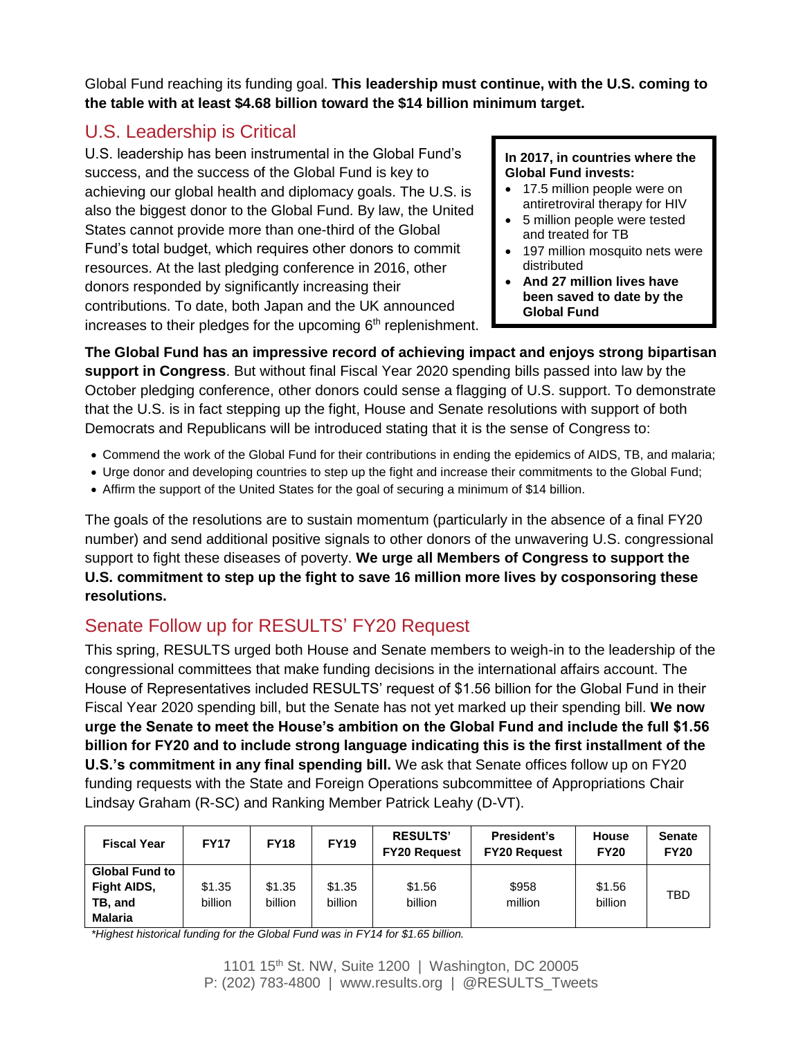Global Fund reaching its funding goal. **This leadership must continue, with the U.S. coming to the table with at least $4.68 billion toward the $14 billion minimum target.**

## U.S. Leadership is Critical

U.S. leadership has been instrumental in the Global Fund's success, and the success of the Global Fund is key to achieving our global health and diplomacy goals. The U.S. is also the biggest donor to the Global Fund. By law, the United States cannot provide more than one-third of the Global Fund's total budget, which requires other donors to commit resources. At the last pledging conference in 2016, other donors responded by significantly increasing their contributions. To date, both Japan and the UK announced increases to their pledges for the upcoming 6th replenishment.

**In 2017, in countries where the Global Fund invests:**

- 17.5 million people were on antiretroviral therapy for HIV
- 5 million people were tested and treated for TB
- 197 million mosquito nets were distributed
- **And 27 million lives have been saved to date by the Global Fund**

**The Global Fund has an impressive record of achieving impact and enjoys strong bipartisan support in Congress**. But without final Fiscal Year 2020 spending bills passed into law by the October pledging conference, other donors could sense a flagging of U.S. support. To demonstrate that the U.S. is in fact stepping up the fight, House and Senate resolutions with support of both Democrats and Republicans will be introduced stating that it is the sense of Congress to:

- Commend the work of the Global Fund for their contributions in ending the epidemics of AIDS, TB, and malaria;
- Urge donor and developing countries to step up the fight and increase their commitments to the Global Fund;
- Affirm the support of the United States for the goal of securing a minimum of $14 billion.

The goals of the resolutions are to sustain momentum (particularly in the absence of a final FY20 number) and send additional positive signals to other donors of the unwavering U.S. congressional support to fight these diseases of poverty. **We urge all Members of Congress to support the U.S. commitment to step up the fight to save 16 million more lives by cosponsoring these resolutions.**

## Senate Follow up for RESULTS' FY20 Request

This spring, RESULTS urged both House and Senate members to weigh-in to the leadership of the congressional committees that make funding decisions in the international affairs account. The House of Representatives included RESULTS' request of $1.56 billion for the Global Fund in their Fiscal Year 2020 spending bill, but the Senate has not yet marked up their spending bill. **We now urge the Senate to meet the House's ambition on the Global Fund and include the full $1.56 billion for FY20 and to include strong language indicating this is the first installment of the U.S.'s commitment in any final spending bill.** We ask that Senate offices follow up on FY20 funding requests with the State and Foreign Operations subcommittee of Appropriations Chair Lindsay Graham (R-SC) and Ranking Member Patrick Leahy (D-VT).

| Fiscal Year | FY17 | FY18 | FY19 | RESULTS' FY20 Request | President's FY20 Request | House FY20 | Senate FY20 |
|---|---|---|---|---|---|---|---|
| **Global Fund to Fight AIDS, TB, and Malaria** | $1.35 billion | $1.35 billion | $1.35 billion | $1.56 billion | $958 million | $1.56 billion | TBD |

*\*Highest historical funding for the Global Fund was in FY14 for $1.65 billion.*

1101 15th St. NW, Suite 1200 | Washington, DC 20005
P: (202) 783-4800 | www.results.org | @RESULTS_Tweets